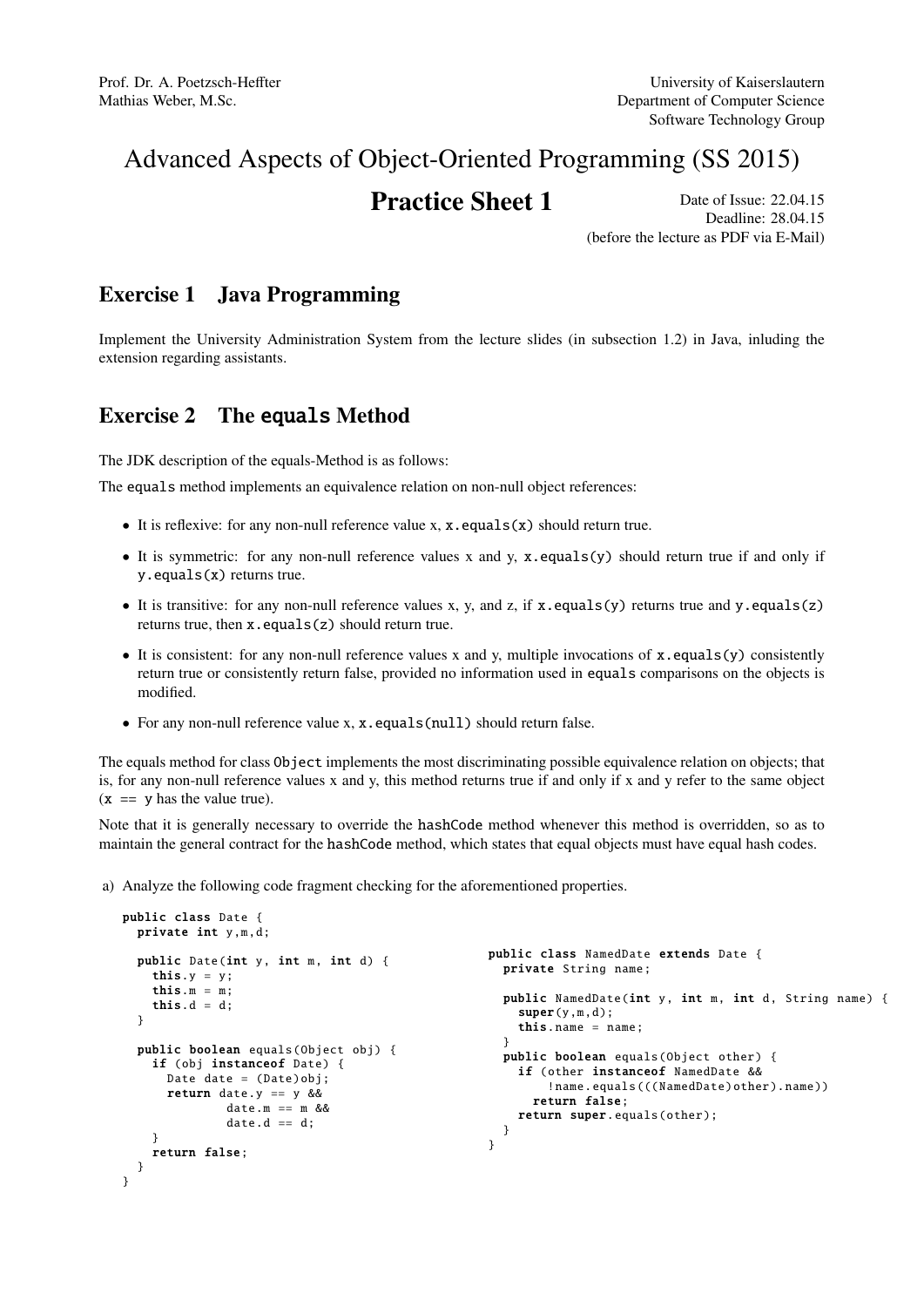Prof. Dr. A. Poetzsch-Heffter
Mathias Weber, M.Sc.

University of Kaiserslautern
Department of Computer Science
Software Technology Group

# Advanced Aspects of Object-Oriented Programming (SS 2015)

## Practice Sheet 1

Date of Issue: 22.04.15
Deadline: 28.04.15
(before the lecture as PDF via E-Mail)

## Exercise 1 Java Programming

Implement the University Administration System from the lecture slides (in subsection 1.2) in Java, inluding the extension regarding assistants.

## Exercise 2 The `equals` Method

The JDK description of the equals-Method is as follows:

The `equals` method implements an equivalence relation on non-null object references:

- It is reflexive: for any non-null reference value x, `x.equals(x)` should return true.
- It is symmetric: for any non-null reference values x and y, `x.equals(y)` should return true if and only if `y.equals(x)` returns true.
- It is transitive: for any non-null reference values x, y, and z, if `x.equals(y)` returns true and `y.equals(z)` returns true, then `x.equals(z)` should return true.
- It is consistent: for any non-null reference values x and y, multiple invocations of `x.equals(y)` consistently return true or consistently return false, provided no information used in `equals` comparisons on the objects is modified.
- For any non-null reference value x, `x.equals(null)` should return false.

The equals method for class `Object` implements the most discriminating possible equivalence relation on objects; that is, for any non-null reference values x and y, this method returns true if and only if x and y refer to the same object (`x == y` has the value true).

Note that it is generally necessary to override the `hashCode` method whenever this method is overridden, so as to maintain the general contract for the `hashCode` method, which states that equal objects must have equal hash codes.

a) Analyze the following code fragment checking for the aforementioned properties.

```java
public class Date {
  private int y,m,d;

  public Date(int y, int m, int d) {
    this.y = y;
    this.m = m;
    this.d = d;
  }

  public boolean equals(Object obj) {
    if (obj instanceof Date) {
      Date date = (Date)obj;
      return date.y == y &&
             date.m == m &&
             date.d == d;
    }
    return false;
  }
}
```

```java
public class NamedDate extends Date {
  private String name;

  public NamedDate(int y, int m, int d, String name) {
    super(y,m,d);
    this.name = name;
  }
  public boolean equals(Object other) {
    if (other instanceof NamedDate &&
        !name.equals(((NamedDate)other).name))
      return false;
    return super.equals(other);
  }
}
```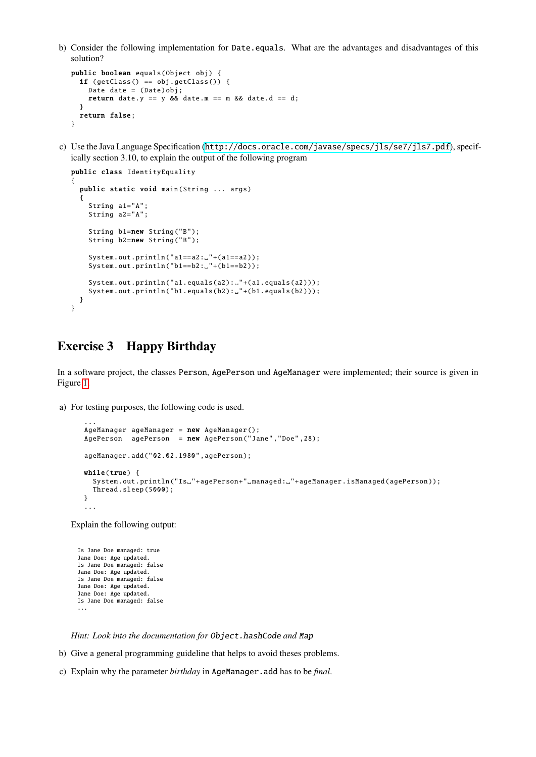b) Consider the following implementation for `Date.equals`. What are the advantages and disadvantages of this solution?

```
public boolean equals(Object obj) {
  if (getClass() == obj.getClass()) {
    Date date = (Date)obj;
    return date.y == y && date.m == m && date.d == d;
  }
  return false;
}
```

c) Use the Java Language Specification (http://docs.oracle.com/javase/specs/jls/se7/jls7.pdf), specifically section 3.10, to explain the output of the following program

```
public class IdentityEquality
{
  public static void main(String ... args)
  {
    String a1="A";
    String a2="A";

    String b1=new String("B");
    String b2=new String("B");

    System.out.println("a1==a2: "+(a1==a2));
    System.out.println("b1==b2: "+(b1==b2));

    System.out.println("a1.equals(a2): "+(a1.equals(a2)));
    System.out.println("b1.equals(b2): "+(b1.equals(b2)));
  }
}
```

## Exercise 3 Happy Birthday

In a software project, the classes `Person`, `AgePerson` und `AgeManager` were implemented; their source is given in Figure 1.

a) For testing purposes, the following code is used.

```
...
AgeManager ageManager = new AgeManager();
AgePerson  agePerson  = new AgePerson("Jane","Doe",28);

ageManager.add("02.02.1980",agePerson);

while(true) {
  System.out.println("Is "+agePerson+" managed: "+ageManager.isManaged(agePerson));
  Thread.sleep(5000);
}
...
```

Explain the following output:

```
Is Jane Doe managed: true
Jane Doe: Age updated.
Is Jane Doe managed: false
Jane Doe: Age updated.
Is Jane Doe managed: false
Jane Doe: Age updated.
Jane Doe: Age updated.
Is Jane Doe managed: false
...
```

*Hint: Look into the documentation for `Object.hashCode` and `Map`*

b) Give a general programming guideline that helps to avoid theses problems.

c) Explain why the parameter *birthday* in `AgeManager.add` has to be *final*.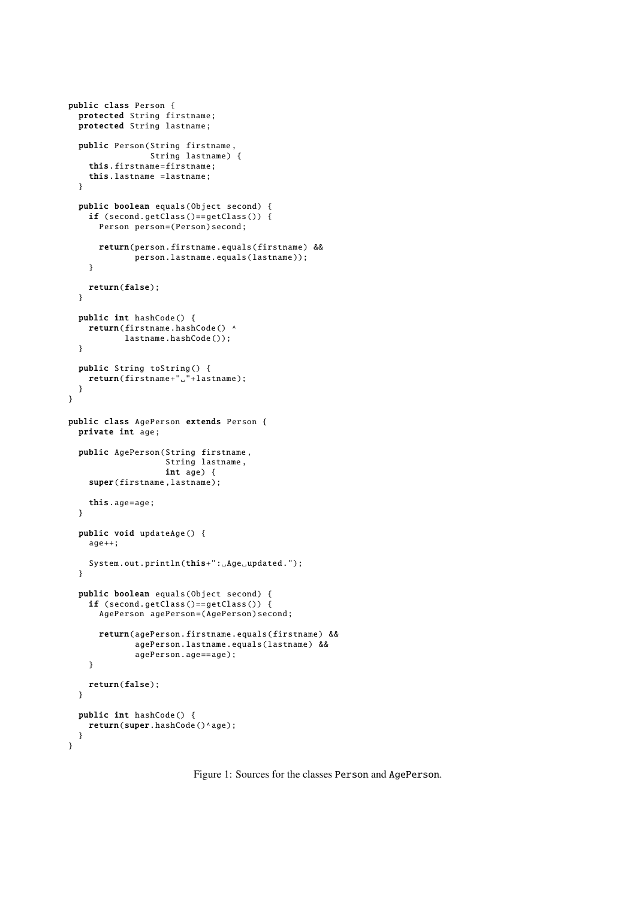```java
public class Person {
  protected String firstname;
  protected String lastname;

  public Person(String firstname,
                String lastname) {
    this.firstname=firstname;
    this.lastname =lastname;
  }

  public boolean equals(Object second) {
    if (second.getClass()==getClass()) {
      Person person=(Person)second;

      return(person.firstname.equals(firstname) &&
             person.lastname.equals(lastname));
    }

    return(false);
  }

  public int hashCode() {
    return(firstname.hashCode() ^
           lastname.hashCode());
  }

  public String toString() {
    return(firstname+" "+lastname);
  }
}

public class AgePerson extends Person {
  private int age;

  public AgePerson(String firstname,
                   String lastname,
                   int age) {
    super(firstname,lastname);

    this.age=age;
  }

  public void updateAge() {
    age++;

    System.out.println(this+": Age updated.");
  }

  public boolean equals(Object second) {
    if (second.getClass()==getClass()) {
      AgePerson agePerson=(AgePerson)second;

      return(agePerson.firstname.equals(firstname) &&
             agePerson.lastname.equals(lastname) &&
             agePerson.age==age);
    }

    return(false);
  }

  public int hashCode() {
    return(super.hashCode()^age);
  }
}
```

Figure 1: Sources for the classes Person and AgePerson.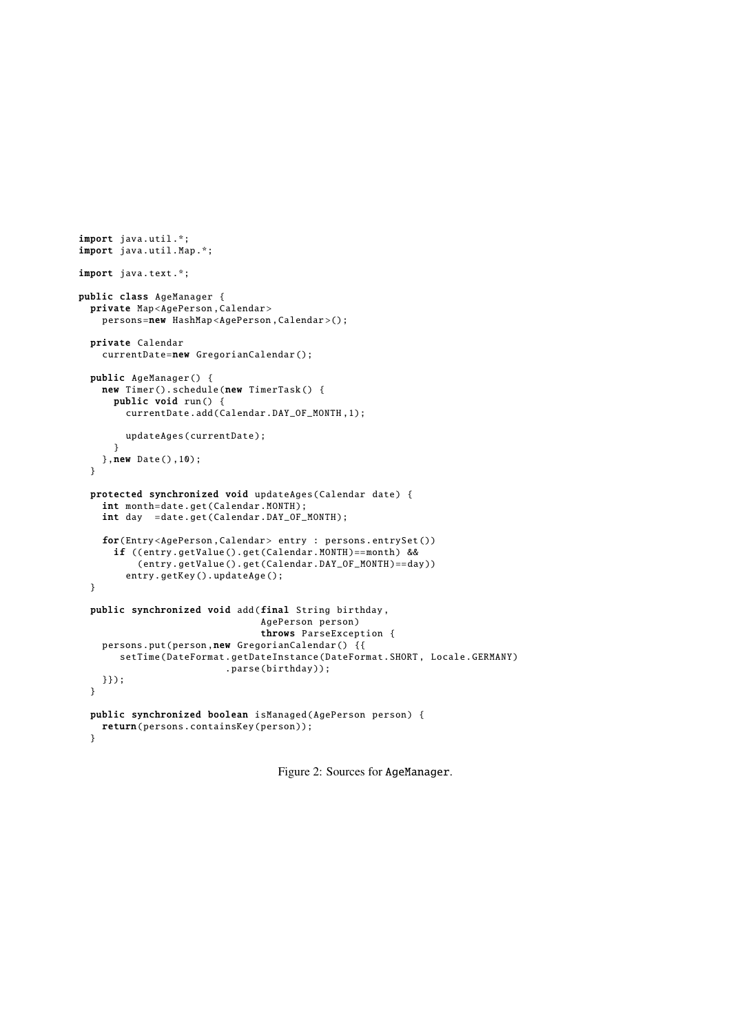```java
import java.util.*;
import java.util.Map.*;

import java.text.*;

public class AgeManager {
  private Map<AgePerson,Calendar>
    persons=new HashMap<AgePerson,Calendar>();

  private Calendar
    currentDate=new GregorianCalendar();

  public AgeManager() {
    new Timer().schedule(new TimerTask() {
      public void run() {
        currentDate.add(Calendar.DAY_OF_MONTH,1);

        updateAges(currentDate);
      }
    },new Date(),10);
  }

  protected synchronized void updateAges(Calendar date) {
    int month=date.get(Calendar.MONTH);
    int day  =date.get(Calendar.DAY_OF_MONTH);

    for(Entry<AgePerson,Calendar> entry : persons.entrySet())
      if ((entry.getValue().get(Calendar.MONTH)==month) &&
          (entry.getValue().get(Calendar.DAY_OF_MONTH)==day))
        entry.getKey().updateAge();
  }

  public synchronized void add(final String birthday,
                               AgePerson person)
                               throws ParseException {
    persons.put(person,new GregorianCalendar() {{
       setTime(DateFormat.getDateInstance(DateFormat.SHORT, Locale.GERMANY)
                        .parse(birthday));
    }});
  }

  public synchronized boolean isManaged(AgePerson person) {
    return(persons.containsKey(person));
  }
```

Figure 2: Sources for AgeManager.